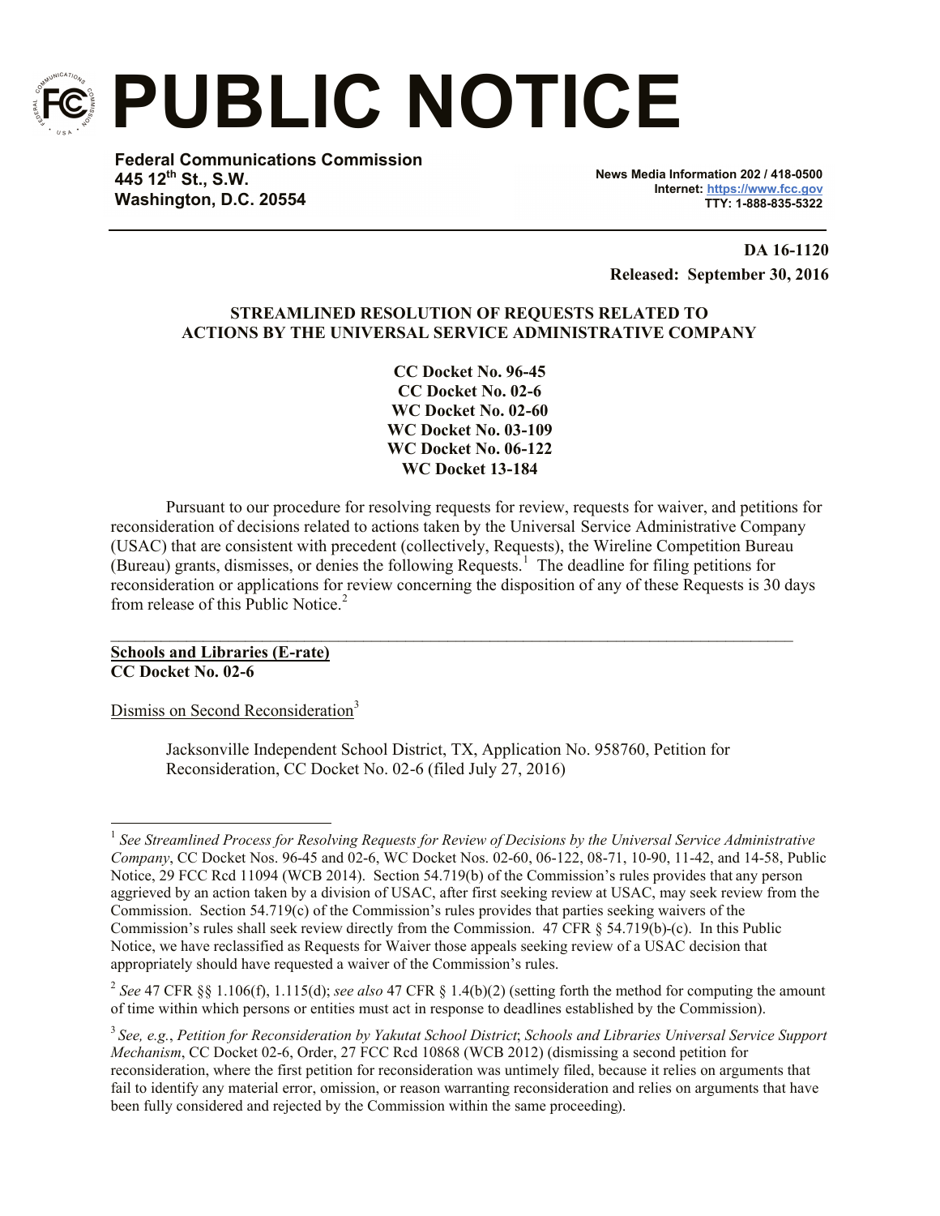# PUBLIC NOTICE

**Federal Communications Commission**
**445 12th St., S.W.**
**Washington, D.C. 20554**

**News Media Information 202 / 418-0500**
**Internet: https://www.fcc.gov**
**TTY: 1-888-835-5322**

**DA 16-1120**
**Released: September 30, 2016**

**STREAMLINED RESOLUTION OF REQUESTS RELATED TO ACTIONS BY THE UNIVERSAL SERVICE ADMINISTRATIVE COMPANY**

**CC Docket No. 96-45**
**CC Docket No. 02-6**
**WC Docket No. 02-60**
**WC Docket No. 03-109**
**WC Docket No. 06-122**
**WC Docket 13-184**

Pursuant to our procedure for resolving requests for review, requests for waiver, and petitions for reconsideration of decisions related to actions taken by the Universal Service Administrative Company (USAC) that are consistent with precedent (collectively, Requests), the Wireline Competition Bureau (Bureau) grants, dismisses, or denies the following Requests.[1] The deadline for filing petitions for reconsideration or applications for review concerning the disposition of any of these Requests is 30 days from release of this Public Notice.[2]

---

**Schools and Libraries (E-rate)**
**CC Docket No. 02-6**

Dismiss on Second Reconsideration[3]

Jacksonville Independent School District, TX, Application No. 958760, Petition for Reconsideration, CC Docket No. 02-6 (filed July 27, 2016)

---

[1] *See Streamlined Process for Resolving Requests for Review of Decisions by the Universal Service Administrative Company*, CC Docket Nos. 96-45 and 02-6, WC Docket Nos. 02-60, 06-122, 08-71, 10-90, 11-42, and 14-58, Public Notice, 29 FCC Rcd 11094 (WCB 2014). Section 54.719(b) of the Commission's rules provides that any person aggrieved by an action taken by a division of USAC, after first seeking review at USAC, may seek review from the Commission. Section 54.719(c) of the Commission's rules provides that parties seeking waivers of the Commission's rules shall seek review directly from the Commission. 47 CFR § 54.719(b)-(c). In this Public Notice, we have reclassified as Requests for Waiver those appeals seeking review of a USAC decision that appropriately should have requested a waiver of the Commission's rules.

[2] *See* 47 CFR §§ 1.106(f), 1.115(d); *see also* 47 CFR § 1.4(b)(2) (setting forth the method for computing the amount of time within which persons or entities must act in response to deadlines established by the Commission).

[3] *See, e.g.*, *Petition for Reconsideration by Yakutat School District*; *Schools and Libraries Universal Service Support Mechanism*, CC Docket 02-6, Order, 27 FCC Rcd 10868 (WCB 2012) (dismissing a second petition for reconsideration, where the first petition for reconsideration was untimely filed, because it relies on arguments that fail to identify any material error, omission, or reason warranting reconsideration and relies on arguments that have been fully considered and rejected by the Commission within the same proceeding).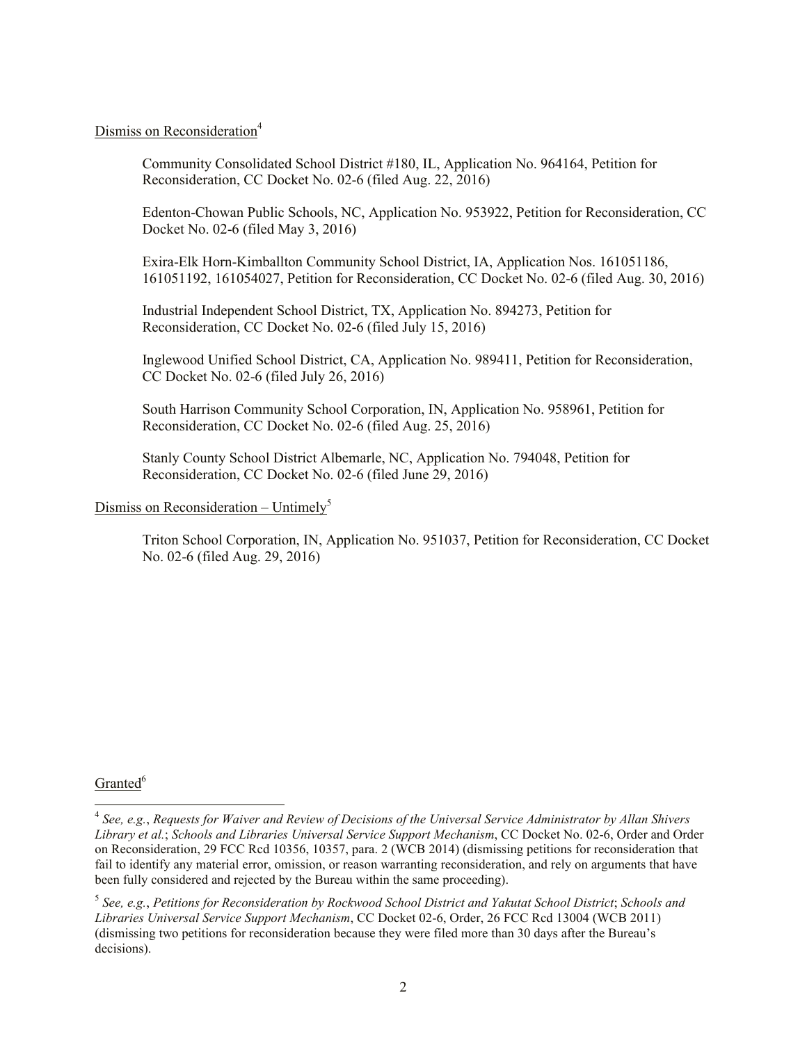Dismiss on Reconsideration[4]

Community Consolidated School District #180, IL, Application No. 964164, Petition for Reconsideration, CC Docket No. 02-6 (filed Aug. 22, 2016)

Edenton-Chowan Public Schools, NC, Application No. 953922, Petition for Reconsideration, CC Docket No. 02-6 (filed May 3, 2016)

Exira-Elk Horn-Kimballton Community School District, IA, Application Nos. 161051186, 161051192, 161054027, Petition for Reconsideration, CC Docket No. 02-6 (filed Aug. 30, 2016)

Industrial Independent School District, TX, Application No. 894273, Petition for Reconsideration, CC Docket No. 02-6 (filed July 15, 2016)

Inglewood Unified School District, CA, Application No. 989411, Petition for Reconsideration, CC Docket No. 02-6 (filed July 26, 2016)

South Harrison Community School Corporation, IN, Application No. 958961, Petition for Reconsideration, CC Docket No. 02-6 (filed Aug. 25, 2016)

Stanly County School District Albemarle, NC, Application No. 794048, Petition for Reconsideration, CC Docket No. 02-6 (filed June 29, 2016)

Dismiss on Reconsideration – Untimely[5]

Triton School Corporation, IN, Application No. 951037, Petition for Reconsideration, CC Docket No. 02-6 (filed Aug. 29, 2016)

Granted[6]

[4] *See, e.g.*, *Requests for Waiver and Review of Decisions of the Universal Service Administrator by Allan Shivers Library et al.*; *Schools and Libraries Universal Service Support Mechanism*, CC Docket No. 02-6, Order and Order on Reconsideration, 29 FCC Rcd 10356, 10357, para. 2 (WCB 2014) (dismissing petitions for reconsideration that fail to identify any material error, omission, or reason warranting reconsideration, and rely on arguments that have been fully considered and rejected by the Bureau within the same proceeding).

[5] *See, e.g.*, *Petitions for Reconsideration by Rockwood School District and Yakutat School District*; *Schools and Libraries Universal Service Support Mechanism*, CC Docket 02-6, Order, 26 FCC Rcd 13004 (WCB 2011) (dismissing two petitions for reconsideration because they were filed more than 30 days after the Bureau's decisions).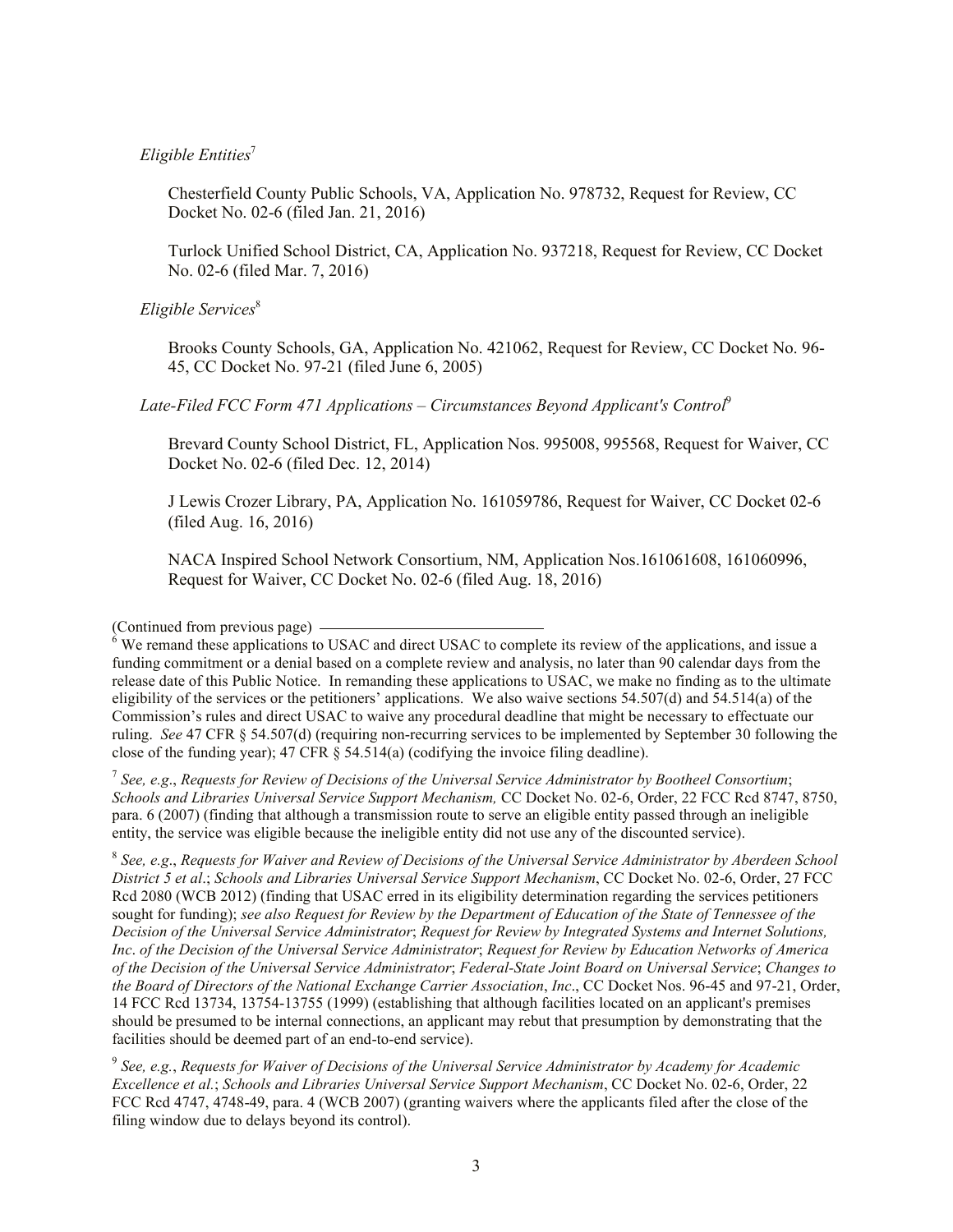*Eligible Entities*[7]

Chesterfield County Public Schools, VA, Application No. 978732, Request for Review, CC Docket No. 02-6 (filed Jan. 21, 2016)

Turlock Unified School District, CA, Application No. 937218, Request for Review, CC Docket No. 02-6 (filed Mar. 7, 2016)

*Eligible Services*[8]

Brooks County Schools, GA, Application No. 421062, Request for Review, CC Docket No. 96-45, CC Docket No. 97-21 (filed June 6, 2005)

*Late-Filed FCC Form 471 Applications – Circumstances Beyond Applicant's Control*[9]

Brevard County School District, FL, Application Nos. 995008, 995568, Request for Waiver, CC Docket No. 02-6 (filed Dec. 12, 2014)

J Lewis Crozer Library, PA, Application No. 161059786, Request for Waiver, CC Docket 02-6 (filed Aug. 16, 2016)

NACA Inspired School Network Consortium, NM, Application Nos.161061608, 161060996, Request for Waiver, CC Docket No. 02-6 (filed Aug. 18, 2016)

(Continued from previous page)

[6] We remand these applications to USAC and direct USAC to complete its review of the applications, and issue a funding commitment or a denial based on a complete review and analysis, no later than 90 calendar days from the release date of this Public Notice. In remanding these applications to USAC, we make no finding as to the ultimate eligibility of the services or the petitioners' applications. We also waive sections 54.507(d) and 54.514(a) of the Commission's rules and direct USAC to waive any procedural deadline that might be necessary to effectuate our ruling. *See* 47 CFR § 54.507(d) (requiring non-recurring services to be implemented by September 30 following the close of the funding year); 47 CFR § 54.514(a) (codifying the invoice filing deadline).

[7] *See, e.g*., *Requests for Review of Decisions of the Universal Service Administrator by Bootheel Consortium*; *Schools and Libraries Universal Service Support Mechanism,* CC Docket No. 02-6, Order, 22 FCC Rcd 8747, 8750, para. 6 (2007) (finding that although a transmission route to serve an eligible entity passed through an ineligible entity, the service was eligible because the ineligible entity did not use any of the discounted service).

[8] *See, e.g*., *Requests for Waiver and Review of Decisions of the Universal Service Administrator by Aberdeen School District 5 et al*.; *Schools and Libraries Universal Service Support Mechanism*, CC Docket No. 02-6, Order, 27 FCC Rcd 2080 (WCB 2012) (finding that USAC erred in its eligibility determination regarding the services petitioners sought for funding); *see also Request for Review by the Department of Education of the State of Tennessee of the Decision of the Universal Service Administrator*; *Request for Review by Integrated Systems and Internet Solutions, Inc*. *of the Decision of the Universal Service Administrator*; *Request for Review by Education Networks of America of the Decision of the Universal Service Administrator*; *Federal-State Joint Board on Universal Service*; *Changes to the Board of Directors of the National Exchange Carrier Association*, *Inc*., CC Docket Nos. 96-45 and 97-21, Order, 14 FCC Rcd 13734, 13754-13755 (1999) (establishing that although facilities located on an applicant's premises should be presumed to be internal connections, an applicant may rebut that presumption by demonstrating that the facilities should be deemed part of an end-to-end service).

[9] *See, e.g.*, *Requests for Waiver of Decisions of the Universal Service Administrator by Academy for Academic Excellence et al.*; *Schools and Libraries Universal Service Support Mechanism*, CC Docket No. 02-6, Order, 22 FCC Rcd 4747, 4748-49, para. 4 (WCB 2007) (granting waivers where the applicants filed after the close of the filing window due to delays beyond its control).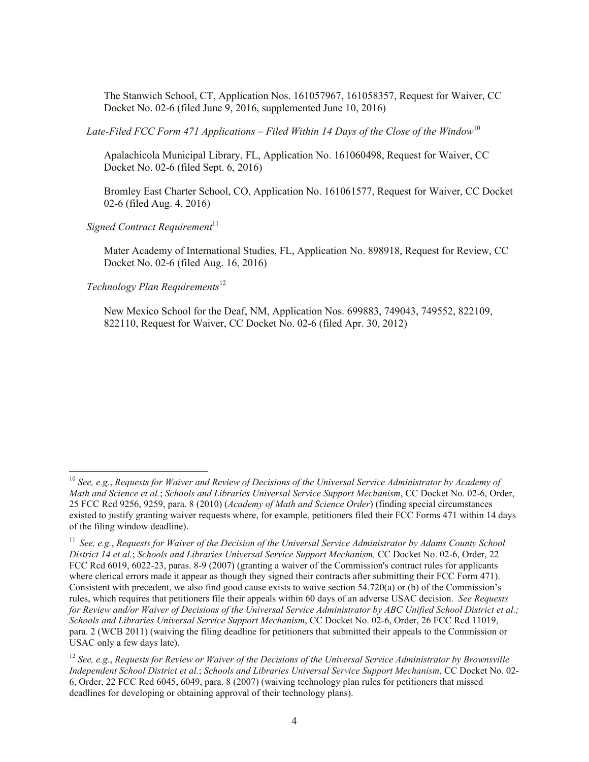The Stanwich School, CT, Application Nos. 161057967, 161058357, Request for Waiver, CC Docket No. 02-6 (filed June 9, 2016, supplemented June 10, 2016)

*Late-Filed FCC Form 471 Applications – Filed Within 14 Days of the Close of the Window*[10]

Apalachicola Municipal Library, FL, Application No. 161060498, Request for Waiver, CC Docket No. 02-6 (filed Sept. 6, 2016)

Bromley East Charter School, CO, Application No. 161061577, Request for Waiver, CC Docket 02-6 (filed Aug. 4, 2016)

*Signed Contract Requirement*[11]

Mater Academy of International Studies, FL, Application No. 898918, Request for Review, CC Docket No. 02-6 (filed Aug. 16, 2016)

*Technology Plan Requirements*[12]

New Mexico School for the Deaf, NM, Application Nos. 699883, 749043, 749552, 822109, 822110, Request for Waiver, CC Docket No. 02-6 (filed Apr. 30, 2012)

---

[10] *See, e.g.*, *Requests for Waiver and Review of Decisions of the Universal Service Administrator by Academy of Math and Science et al.*; *Schools and Libraries Universal Service Support Mechanism*, CC Docket No. 02-6, Order, 25 FCC Rcd 9256, 9259, para. 8 (2010) (*Academy of Math and Science Order*) (finding special circumstances existed to justify granting waiver requests where, for example, petitioners filed their FCC Forms 471 within 14 days of the filing window deadline).

[11] *See, e.g.*, *Requests for Waiver of the Decision of the Universal Service Administrator by Adams County School District 14 et al.*; *Schools and Libraries Universal Service Support Mechanism,* CC Docket No. 02-6, Order, 22 FCC Rcd 6019, 6022-23, paras. 8-9 (2007) (granting a waiver of the Commission's contract rules for applicants where clerical errors made it appear as though they signed their contracts after submitting their FCC Form 471). Consistent with precedent, we also find good cause exists to waive section 54.720(a) or (b) of the Commission's rules, which requires that petitioners file their appeals within 60 days of an adverse USAC decision. *See Requests for Review and/or Waiver of Decisions of the Universal Service Administrator by ABC Unified School District et al.; Schools and Libraries Universal Service Support Mechanism*, CC Docket No. 02-6, Order, 26 FCC Rcd 11019, para. 2 (WCB 2011) (waiving the filing deadline for petitioners that submitted their appeals to the Commission or USAC only a few days late).

[12] *See, e.g.*, *Requests for Review or Waiver of the Decisions of the Universal Service Administrator by Brownsville Independent School District et al.*; *Schools and Libraries Universal Service Support Mechanism*, CC Docket No. 02-6, Order, 22 FCC Rcd 6045, 6049, para. 8 (2007) (waiving technology plan rules for petitioners that missed deadlines for developing or obtaining approval of their technology plans).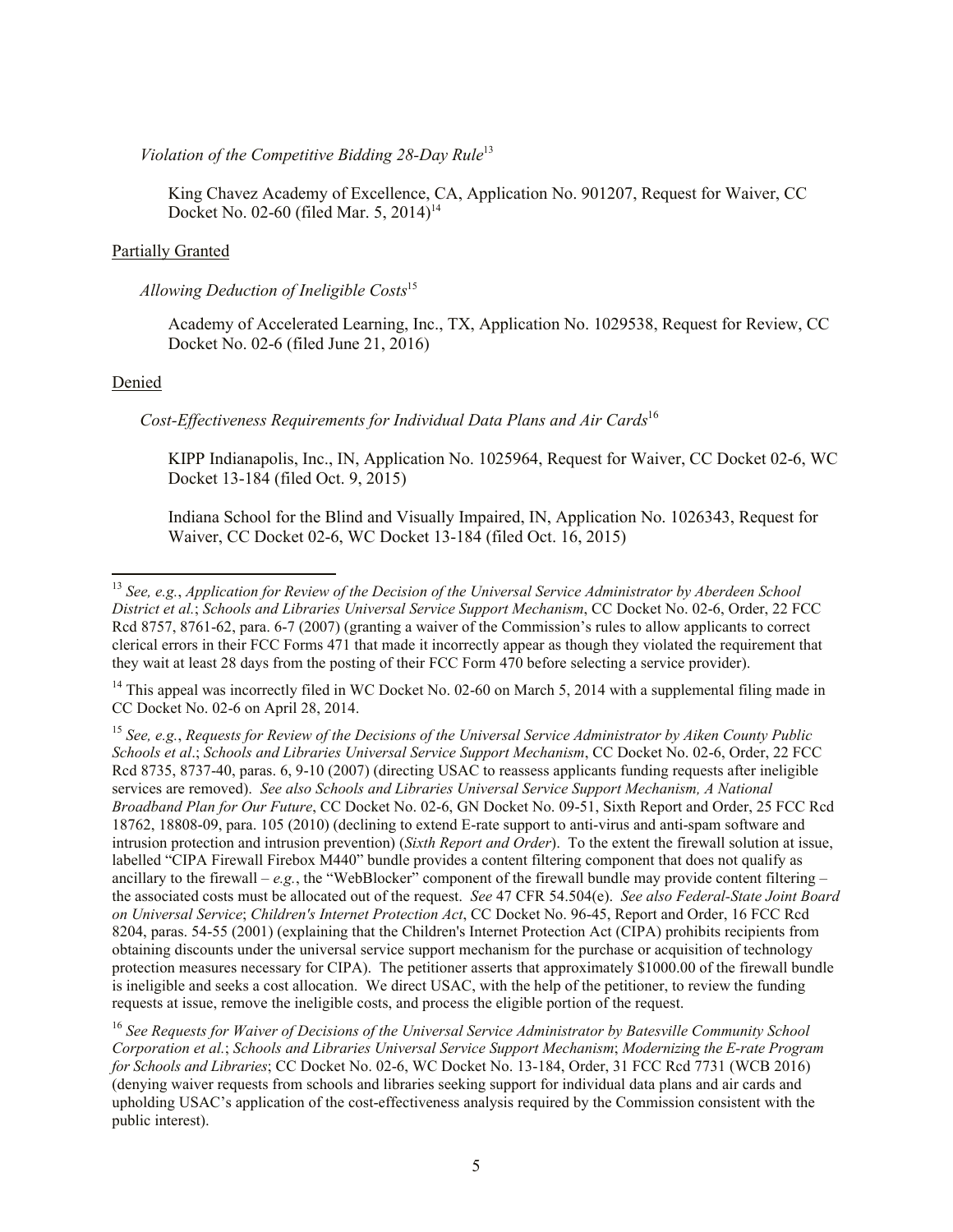*Violation of the Competitive Bidding 28-Day Rule*[13]

King Chavez Academy of Excellence, CA, Application No. 901207, Request for Waiver, CC Docket No. 02-60 (filed Mar. 5, 2014)[14]

Partially Granted

*Allowing Deduction of Ineligible Costs*[15]

Academy of Accelerated Learning, Inc., TX, Application No. 1029538, Request for Review, CC Docket No. 02-6 (filed June 21, 2016)

Denied

*Cost-Effectiveness Requirements for Individual Data Plans and Air Cards*[16]

KIPP Indianapolis, Inc., IN, Application No. 1025964, Request for Waiver, CC Docket 02-6, WC Docket 13-184 (filed Oct. 9, 2015)

Indiana School for the Blind and Visually Impaired, IN, Application No. 1026343, Request for Waiver, CC Docket 02-6, WC Docket 13-184 (filed Oct. 16, 2015)

---

[13] *See, e.g.*, *Application for Review of the Decision of the Universal Service Administrator by Aberdeen School District et al.*; *Schools and Libraries Universal Service Support Mechanism*, CC Docket No. 02-6, Order, 22 FCC Rcd 8757, 8761-62, para. 6-7 (2007) (granting a waiver of the Commission's rules to allow applicants to correct clerical errors in their FCC Forms 471 that made it incorrectly appear as though they violated the requirement that they wait at least 28 days from the posting of their FCC Form 470 before selecting a service provider).

[14] This appeal was incorrectly filed in WC Docket No. 02-60 on March 5, 2014 with a supplemental filing made in CC Docket No. 02-6 on April 28, 2014.

[15] *See, e.g.*, *Requests for Review of the Decisions of the Universal Service Administrator by Aiken County Public Schools et al*.; *Schools and Libraries Universal Service Support Mechanism*, CC Docket No. 02-6, Order, 22 FCC Rcd 8735, 8737-40, paras. 6, 9-10 (2007) (directing USAC to reassess applicants funding requests after ineligible services are removed). *See also Schools and Libraries Universal Service Support Mechanism, A National Broadband Plan for Our Future*, CC Docket No. 02-6, GN Docket No. 09-51, Sixth Report and Order, 25 FCC Rcd 18762, 18808-09, para. 105 (2010) (declining to extend E-rate support to anti-virus and anti-spam software and intrusion protection and intrusion prevention) (*Sixth Report and Order*). To the extent the firewall solution at issue, labelled "CIPA Firewall Firebox M440" bundle provides a content filtering component that does not qualify as ancillary to the firewall – *e.g.*, the "WebBlocker" component of the firewall bundle may provide content filtering – the associated costs must be allocated out of the request. *See* 47 CFR 54.504(e). *See also Federal-State Joint Board on Universal Service*; *Children's Internet Protection Act*, CC Docket No. 96-45, Report and Order, 16 FCC Rcd 8204, paras. 54-55 (2001) (explaining that the Children's Internet Protection Act (CIPA) prohibits recipients from obtaining discounts under the universal service support mechanism for the purchase or acquisition of technology protection measures necessary for CIPA). The petitioner asserts that approximately $1000.00 of the firewall bundle is ineligible and seeks a cost allocation. We direct USAC, with the help of the petitioner, to review the funding requests at issue, remove the ineligible costs, and process the eligible portion of the request.

[16] *See Requests for Waiver of Decisions of the Universal Service Administrator by Batesville Community School Corporation et al.*; *Schools and Libraries Universal Service Support Mechanism*; *Modernizing the E-rate Program for Schools and Libraries*; CC Docket No. 02-6, WC Docket No. 13-184, Order, 31 FCC Rcd 7731 (WCB 2016) (denying waiver requests from schools and libraries seeking support for individual data plans and air cards and upholding USAC's application of the cost-effectiveness analysis required by the Commission consistent with the public interest).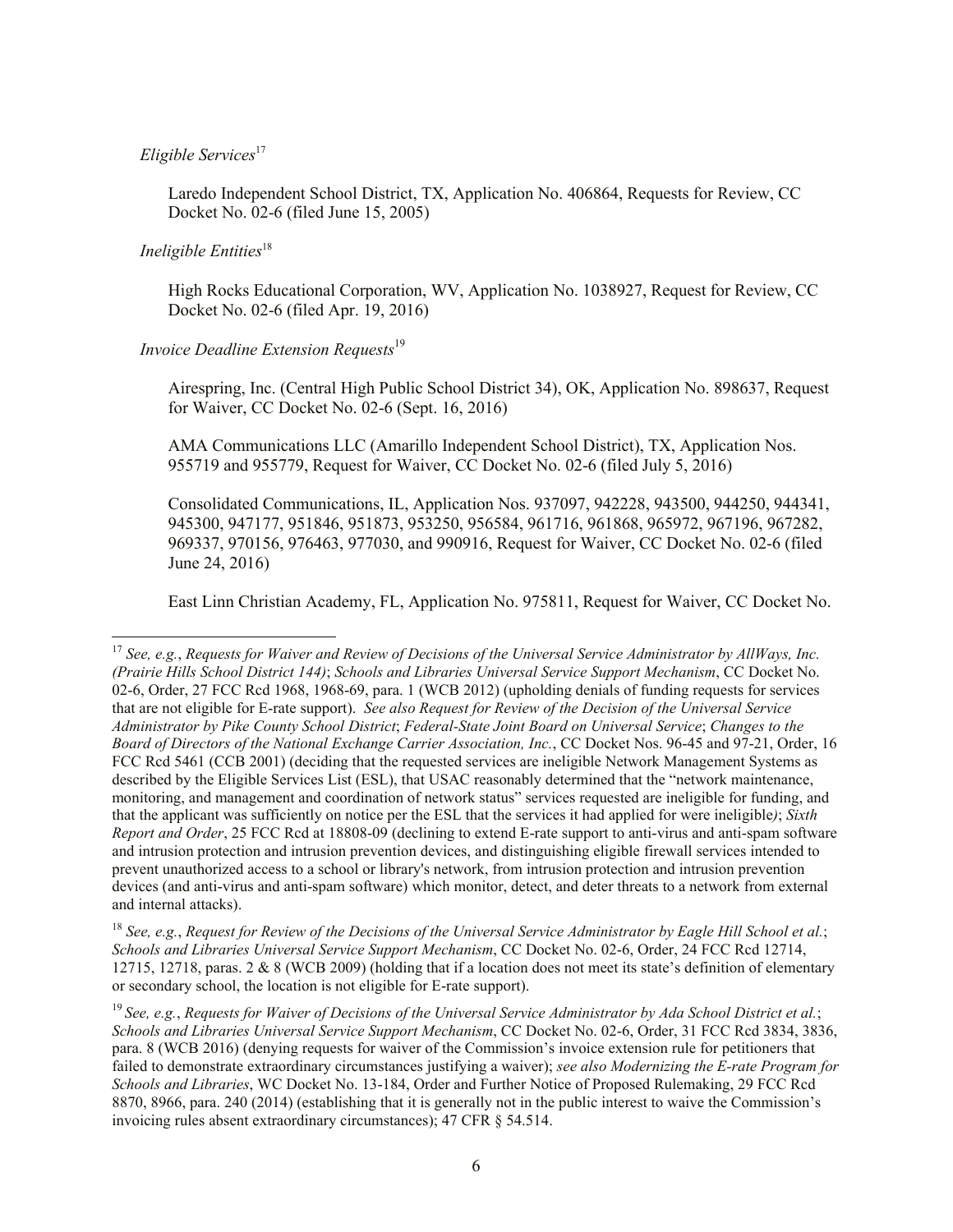*Eligible Services*[17]

Laredo Independent School District, TX, Application No. 406864, Requests for Review, CC Docket No. 02-6 (filed June 15, 2005)

*Ineligible Entities*[18]

High Rocks Educational Corporation, WV, Application No. 1038927, Request for Review, CC Docket No. 02-6 (filed Apr. 19, 2016)

*Invoice Deadline Extension Requests*[19]

Airespring, Inc. (Central High Public School District 34), OK, Application No. 898637, Request for Waiver, CC Docket No. 02-6 (Sept. 16, 2016)

AMA Communications LLC (Amarillo Independent School District), TX, Application Nos. 955719 and 955779, Request for Waiver, CC Docket No. 02-6 (filed July 5, 2016)

Consolidated Communications, IL, Application Nos. 937097, 942228, 943500, 944250, 944341, 945300, 947177, 951846, 951873, 953250, 956584, 961716, 961868, 965972, 967196, 967282, 969337, 970156, 976463, 977030, and 990916, Request for Waiver, CC Docket No. 02-6 (filed June 24, 2016)

East Linn Christian Academy, FL, Application No. 975811, Request for Waiver, CC Docket No.

---

[17] *See, e.g.*, *Requests for Waiver and Review of Decisions of the Universal Service Administrator by AllWays, Inc. (Prairie Hills School District 144)*; *Schools and Libraries Universal Service Support Mechanism*, CC Docket No. 02-6, Order, 27 FCC Rcd 1968, 1968-69, para. 1 (WCB 2012) (upholding denials of funding requests for services that are not eligible for E-rate support). *See also Request for Review of the Decision of the Universal Service Administrator by Pike County School District*; *Federal-State Joint Board on Universal Service*; *Changes to the Board of Directors of the National Exchange Carrier Association, Inc.*, CC Docket Nos. 96-45 and 97-21, Order, 16 FCC Rcd 5461 (CCB 2001) (deciding that the requested services are ineligible Network Management Systems as described by the Eligible Services List (ESL), that USAC reasonably determined that the "network maintenance, monitoring, and management and coordination of network status" services requested are ineligible for funding, and that the applicant was sufficiently on notice per the ESL that the services it had applied for were ineligible); *Sixth Report and Order*, 25 FCC Rcd at 18808-09 (declining to extend E-rate support to anti-virus and anti-spam software and intrusion protection and intrusion prevention devices, and distinguishing eligible firewall services intended to prevent unauthorized access to a school or library's network, from intrusion protection and intrusion prevention devices (and anti-virus and anti-spam software) which monitor, detect, and deter threats to a network from external and internal attacks).

[18] *See, e.g.*, *Request for Review of the Decisions of the Universal Service Administrator by Eagle Hill School et al.*; *Schools and Libraries Universal Service Support Mechanism*, CC Docket No. 02-6, Order, 24 FCC Rcd 12714, 12715, 12718, paras. 2 & 8 (WCB 2009) (holding that if a location does not meet its state's definition of elementary or secondary school, the location is not eligible for E-rate support).

[19] *See, e.g.*, *Requests for Waiver of Decisions of the Universal Service Administrator by Ada School District et al.*; *Schools and Libraries Universal Service Support Mechanism*, CC Docket No. 02-6, Order, 31 FCC Rcd 3834, 3836, para. 8 (WCB 2016) (denying requests for waiver of the Commission's invoice extension rule for petitioners that failed to demonstrate extraordinary circumstances justifying a waiver); *see also Modernizing the E-rate Program for Schools and Libraries*, WC Docket No. 13-184, Order and Further Notice of Proposed Rulemaking, 29 FCC Rcd 8870, 8966, para. 240 (2014) (establishing that it is generally not in the public interest to waive the Commission's invoicing rules absent extraordinary circumstances); 47 CFR § 54.514.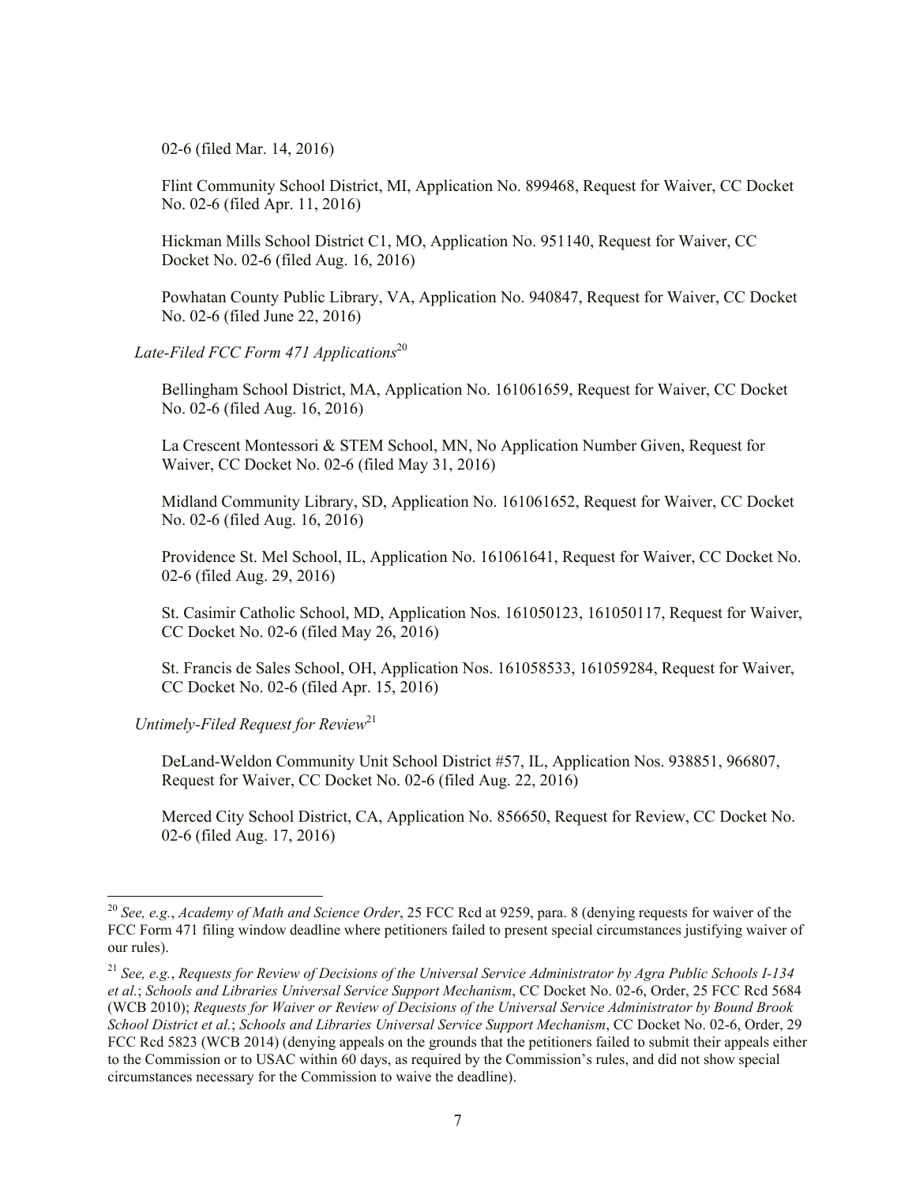02-6 (filed Mar. 14, 2016)

Flint Community School District, MI, Application No. 899468, Request for Waiver, CC Docket No. 02-6 (filed Apr. 11, 2016)

Hickman Mills School District C1, MO, Application No. 951140, Request for Waiver, CC Docket No. 02-6 (filed Aug. 16, 2016)

Powhatan County Public Library, VA, Application No. 940847, Request for Waiver, CC Docket No. 02-6 (filed June 22, 2016)

*Late-Filed FCC Form 471 Applications*[20]

Bellingham School District, MA, Application No. 161061659, Request for Waiver, CC Docket No. 02-6 (filed Aug. 16, 2016)

La Crescent Montessori & STEM School, MN, No Application Number Given, Request for Waiver, CC Docket No. 02-6 (filed May 31, 2016)

Midland Community Library, SD, Application No. 161061652, Request for Waiver, CC Docket No. 02-6 (filed Aug. 16, 2016)

Providence St. Mel School, IL, Application No. 161061641, Request for Waiver, CC Docket No. 02-6 (filed Aug. 29, 2016)

St. Casimir Catholic School, MD, Application Nos. 161050123, 161050117, Request for Waiver, CC Docket No. 02-6 (filed May 26, 2016)

St. Francis de Sales School, OH, Application Nos. 161058533, 161059284, Request for Waiver, CC Docket No. 02-6 (filed Apr. 15, 2016)

*Untimely-Filed Request for Review*[21]

DeLand-Weldon Community Unit School District #57, IL, Application Nos. 938851, 966807, Request for Waiver, CC Docket No. 02-6 (filed Aug. 22, 2016)

Merced City School District, CA, Application No. 856650, Request for Review, CC Docket No. 02-6 (filed Aug. 17, 2016)

---

[20] *See, e.g.*, *Academy of Math and Science Order*, 25 FCC Rcd at 9259, para. 8 (denying requests for waiver of the FCC Form 471 filing window deadline where petitioners failed to present special circumstances justifying waiver of our rules).

[21] *See, e.g.*, *Requests for Review of Decisions of the Universal Service Administrator by Agra Public Schools I-134 et al.*; *Schools and Libraries Universal Service Support Mechanism*, CC Docket No. 02-6, Order, 25 FCC Rcd 5684 (WCB 2010); *Requests for Waiver or Review of Decisions of the Universal Service Administrator by Bound Brook School District et al.*; *Schools and Libraries Universal Service Support Mechanism*, CC Docket No. 02-6, Order, 29 FCC Rcd 5823 (WCB 2014) (denying appeals on the grounds that the petitioners failed to submit their appeals either to the Commission or to USAC within 60 days, as required by the Commission's rules, and did not show special circumstances necessary for the Commission to waive the deadline).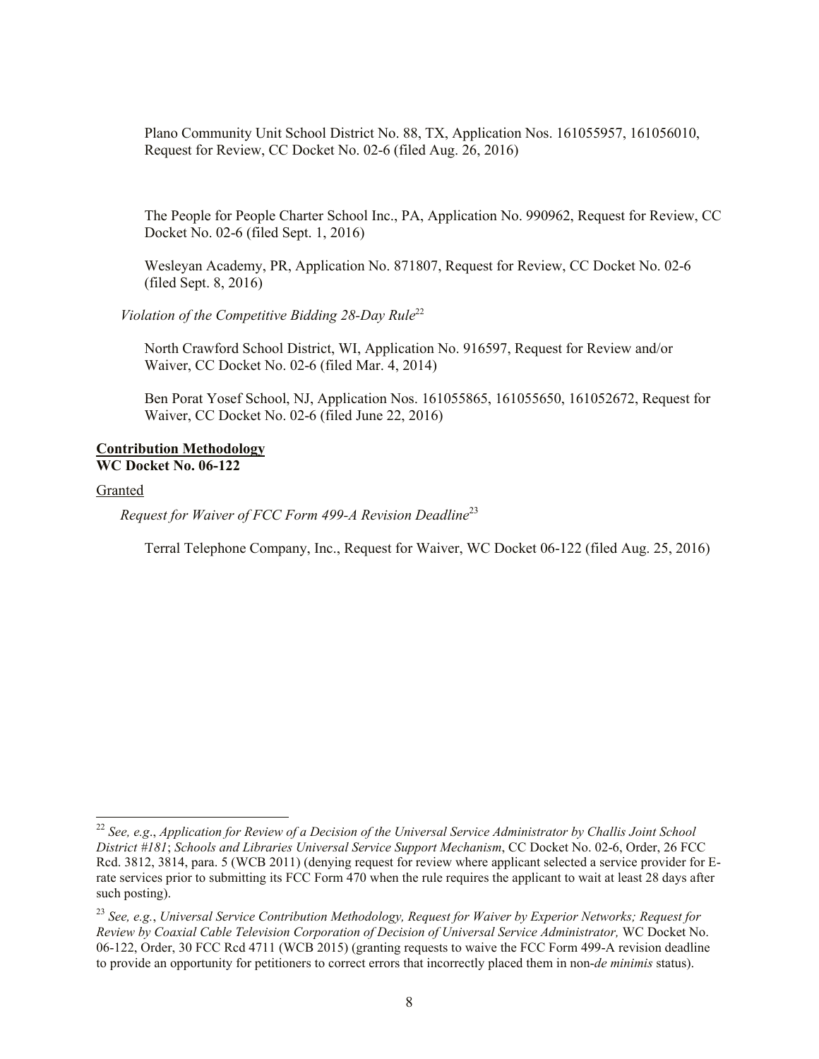Plano Community Unit School District No. 88, TX, Application Nos. 161055957, 161056010, Request for Review, CC Docket No. 02-6 (filed Aug. 26, 2016)

The People for People Charter School Inc., PA, Application No. 990962, Request for Review, CC Docket No. 02-6 (filed Sept. 1, 2016)

Wesleyan Academy, PR, Application No. 871807, Request for Review, CC Docket No. 02-6 (filed Sept. 8, 2016)

*Violation of the Competitive Bidding 28-Day Rule*[22]

North Crawford School District, WI, Application No. 916597, Request for Review and/or Waiver, CC Docket No. 02-6 (filed Mar. 4, 2014)

Ben Porat Yosef School, NJ, Application Nos. 161055865, 161055650, 161052672, Request for Waiver, CC Docket No. 02-6 (filed June 22, 2016)

**Contribution Methodology**
**WC Docket No. 06-122**

Granted

*Request for Waiver of FCC Form 499-A Revision Deadline*[23]

Terral Telephone Company, Inc., Request for Waiver, WC Docket 06-122 (filed Aug. 25, 2016)

---

[22] *See, e.g.*, *Application for Review of a Decision of the Universal Service Administrator by Challis Joint School District #181*; *Schools and Libraries Universal Service Support Mechanism*, CC Docket No. 02-6, Order, 26 FCC Rcd. 3812, 3814, para. 5 (WCB 2011) (denying request for review where applicant selected a service provider for E-rate services prior to submitting its FCC Form 470 when the rule requires the applicant to wait at least 28 days after such posting).

[23] *See, e.g.*, *Universal Service Contribution Methodology, Request for Waiver by Experior Networks; Request for Review by Coaxial Cable Television Corporation of Decision of Universal Service Administrator,* WC Docket No. 06-122, Order, 30 FCC Rcd 4711 (WCB 2015) (granting requests to waive the FCC Form 499-A revision deadline to provide an opportunity for petitioners to correct errors that incorrectly placed them in non-*de minimis* status).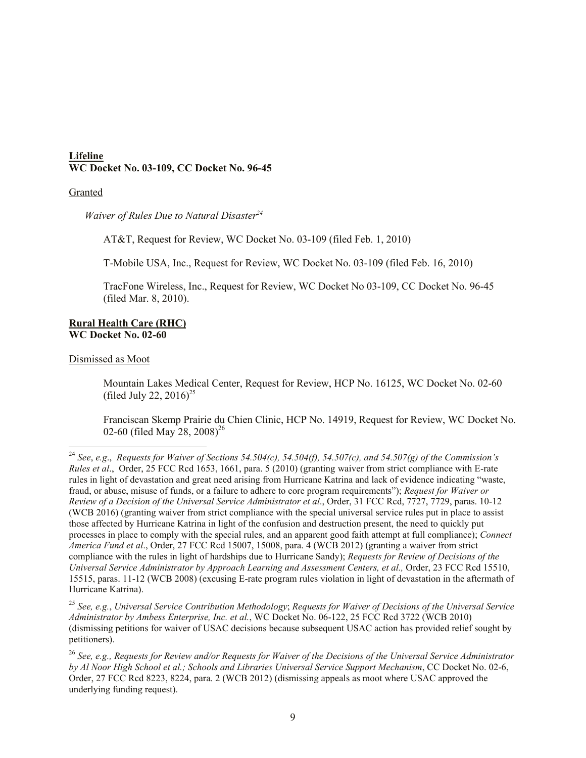**<u>Lifeline</u>**
**WC Docket No. 03-109, CC Docket No. 96-45**

<u>Granted</u>

*Waiver of Rules Due to Natural Disaster*[24]

AT&T, Request for Review, WC Docket No. 03-109 (filed Feb. 1, 2010)

T-Mobile USA, Inc., Request for Review, WC Docket No. 03-109 (filed Feb. 16, 2010)

TracFone Wireless, Inc., Request for Review, WC Docket No 03-109, CC Docket No. 96-45 (filed Mar. 8, 2010).

**<u>Rural Health Care (RHC)</u>**
**WC Docket No. 02-60**

<u>Dismissed as Moot</u>

Mountain Lakes Medical Center, Request for Review, HCP No. 16125, WC Docket No. 02-60 (filed July 22, 2016)[25]

Franciscan Skemp Prairie du Chien Clinic, HCP No. 14919, Request for Review, WC Docket No. 02-60 (filed May 28, 2008)[26]

---

[24] *See*, *e.g*., *Requests for Waiver of Sections 54.504(c), 54.504(f), 54.507(c), and 54.507(g) of the Commission's Rules et al*., Order, 25 FCC Rcd 1653, 1661, para. 5 (2010) (granting waiver from strict compliance with E-rate rules in light of devastation and great need arising from Hurricane Katrina and lack of evidence indicating "waste, fraud, or abuse, misuse of funds, or a failure to adhere to core program requirements"); *Request for Waiver or Review of a Decision of the Universal Service Administrator et al*., Order, 31 FCC Rcd, 7727, 7729, paras. 10-12 (WCB 2016) (granting waiver from strict compliance with the special universal service rules put in place to assist those affected by Hurricane Katrina in light of the confusion and destruction present, the need to quickly put processes in place to comply with the special rules, and an apparent good faith attempt at full compliance); *Connect America Fund et al*., Order, 27 FCC Rcd 15007, 15008, para. 4 (WCB 2012) (granting a waiver from strict compliance with the rules in light of hardships due to Hurricane Sandy); *Requests for Review of Decisions of the Universal Service Administrator by Approach Learning and Assessment Centers, et al.,* Order, 23 FCC Rcd 15510, 15515, paras. 11-12 (WCB 2008) (excusing E-rate program rules violation in light of devastation in the aftermath of Hurricane Katrina).

[25] *See, e.g.*, *Universal Service Contribution Methodology*; *Requests for Waiver of Decisions of the Universal Service Administrator by Ambess Enterprise, Inc. et al.*, WC Docket No. 06-122, 25 FCC Rcd 3722 (WCB 2010) (dismissing petitions for waiver of USAC decisions because subsequent USAC action has provided relief sought by petitioners).

[26] *See, e.g., Requests for Review and/or Requests for Waiver of the Decisions of the Universal Service Administrator by Al Noor High School et al.; Schools and Libraries Universal Service Support Mechanism*, CC Docket No. 02-6, Order, 27 FCC Rcd 8223, 8224, para. 2 (WCB 2012) (dismissing appeals as moot where USAC approved the underlying funding request).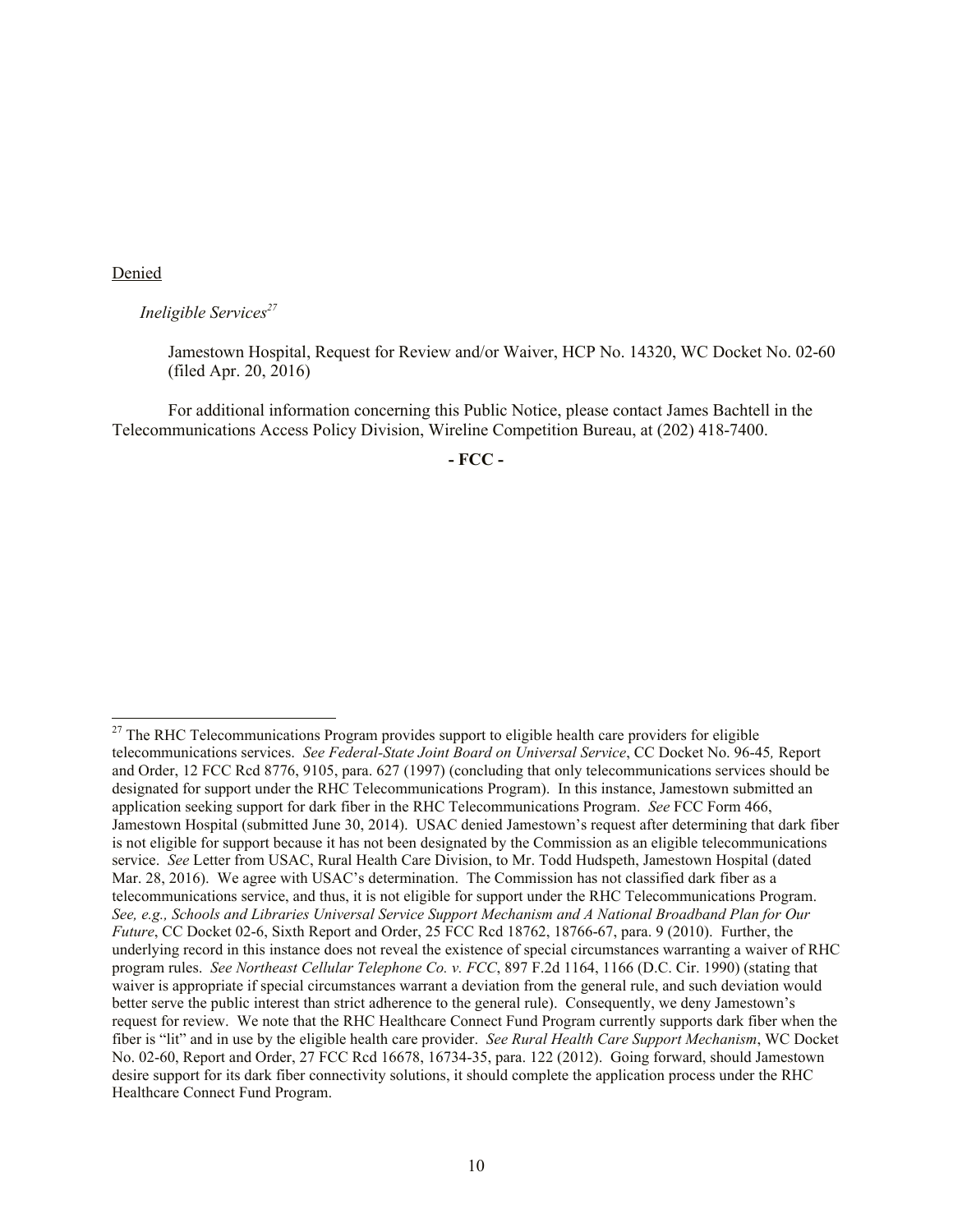<u>Denied</u>

*Ineligible Services*[27]

Jamestown Hospital, Request for Review and/or Waiver, HCP No. 14320, WC Docket No. 02-60 (filed Apr. 20, 2016)

For additional information concerning this Public Notice, please contact James Bachtell in the Telecommunications Access Policy Division, Wireline Competition Bureau, at (202) 418-7400.

**- FCC -**

---

[27] The RHC Telecommunications Program provides support to eligible health care providers for eligible telecommunications services. *See Federal-State Joint Board on Universal Service*, CC Docket No. 96-45*,* Report and Order, 12 FCC Rcd 8776, 9105, para. 627 (1997) (concluding that only telecommunications services should be designated for support under the RHC Telecommunications Program). In this instance, Jamestown submitted an application seeking support for dark fiber in the RHC Telecommunications Program. *See* FCC Form 466, Jamestown Hospital (submitted June 30, 2014). USAC denied Jamestown's request after determining that dark fiber is not eligible for support because it has not been designated by the Commission as an eligible telecommunications service. *See* Letter from USAC, Rural Health Care Division, to Mr. Todd Hudspeth, Jamestown Hospital (dated Mar. 28, 2016). We agree with USAC's determination. The Commission has not classified dark fiber as a telecommunications service, and thus, it is not eligible for support under the RHC Telecommunications Program. *See, e.g., Schools and Libraries Universal Service Support Mechanism and A National Broadband Plan for Our Future*, CC Docket 02-6, Sixth Report and Order, 25 FCC Rcd 18762, 18766-67, para. 9 (2010). Further, the underlying record in this instance does not reveal the existence of special circumstances warranting a waiver of RHC program rules. *See Northeast Cellular Telephone Co. v. FCC*, 897 F.2d 1164, 1166 (D.C. Cir. 1990) (stating that waiver is appropriate if special circumstances warrant a deviation from the general rule, and such deviation would better serve the public interest than strict adherence to the general rule). Consequently, we deny Jamestown's request for review. We note that the RHC Healthcare Connect Fund Program currently supports dark fiber when the fiber is "lit" and in use by the eligible health care provider. *See Rural Health Care Support Mechanism*, WC Docket No. 02-60, Report and Order, 27 FCC Rcd 16678, 16734-35, para. 122 (2012). Going forward, should Jamestown desire support for its dark fiber connectivity solutions, it should complete the application process under the RHC Healthcare Connect Fund Program.